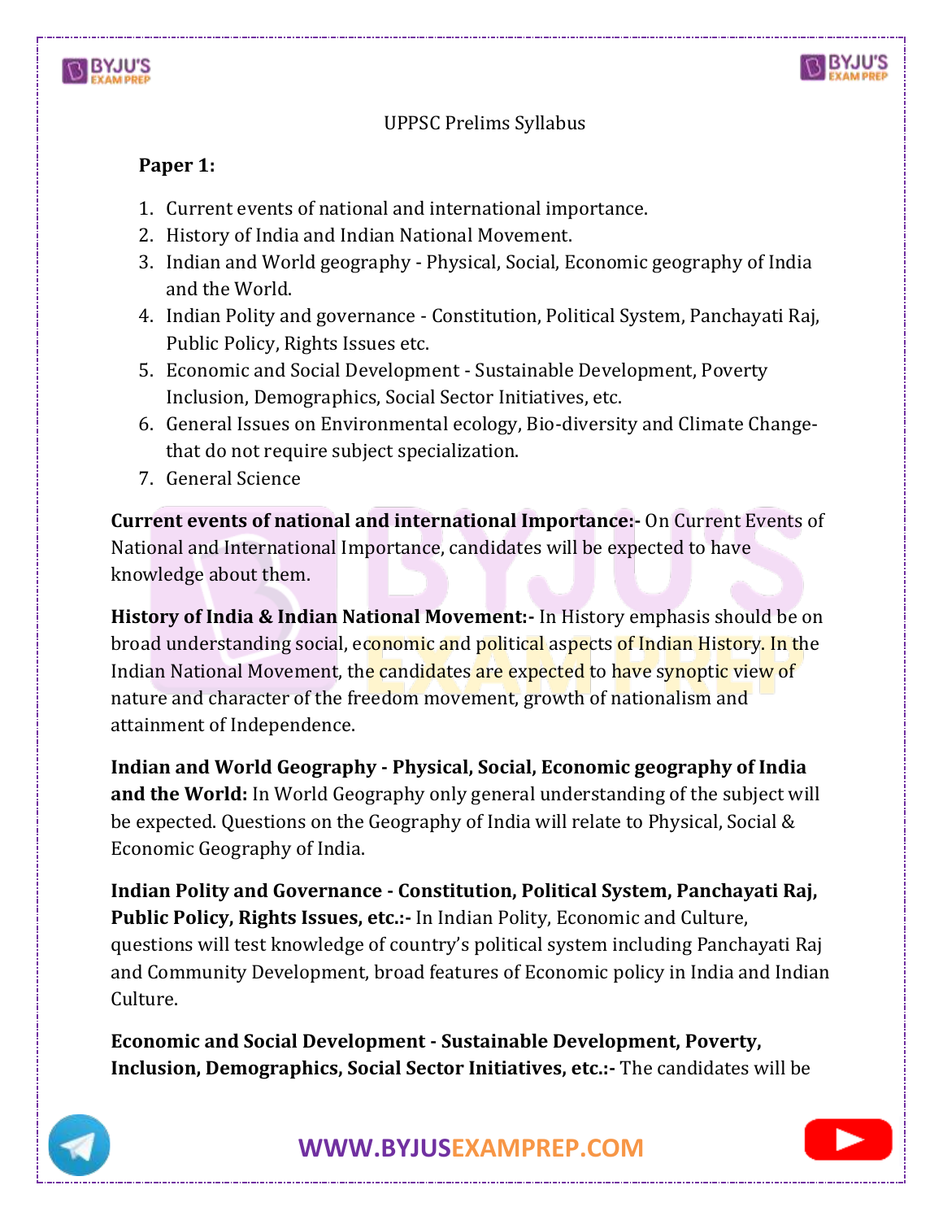UPPSC Prelims Syllabus

**Paper 1:**

1. Current events of national and international importance.
2. History of India and Indian National Movement.
3. Indian and World geography - Physical, Social, Economic geography of India and the World.
4. Indian Polity and governance - Constitution, Political System, Panchayati Raj, Public Policy, Rights Issues etc.
5. Economic and Social Development - Sustainable Development, Poverty Inclusion, Demographics, Social Sector Initiatives, etc.
6. General Issues on Environmental ecology, Bio-diversity and Climate Change- that do not require subject specialization.
7. General Science

**Current events of national and international Importance:-** On Current Events of National and International Importance, candidates will be expected to have knowledge about them.

**History of India & Indian National Movement:-** In History emphasis should be on broad understanding social, economic and political aspects of Indian History. In the Indian National Movement, the candidates are expected to have synoptic view of nature and character of the freedom movement, growth of nationalism and attainment of Independence.

**Indian and World Geography - Physical, Social, Economic geography of India and the World:** In World Geography only general understanding of the subject will be expected. Questions on the Geography of India will relate to Physical, Social & Economic Geography of India.

**Indian Polity and Governance - Constitution, Political System, Panchayati Raj, Public Policy, Rights Issues, etc.:-** In Indian Polity, Economic and Culture, questions will test knowledge of country's political system including Panchayati Raj and Community Development, broad features of Economic policy in India and Indian Culture.

**Economic and Social Development - Sustainable Development, Poverty, Inclusion, Demographics, Social Sector Initiatives, etc.:-** The candidates will be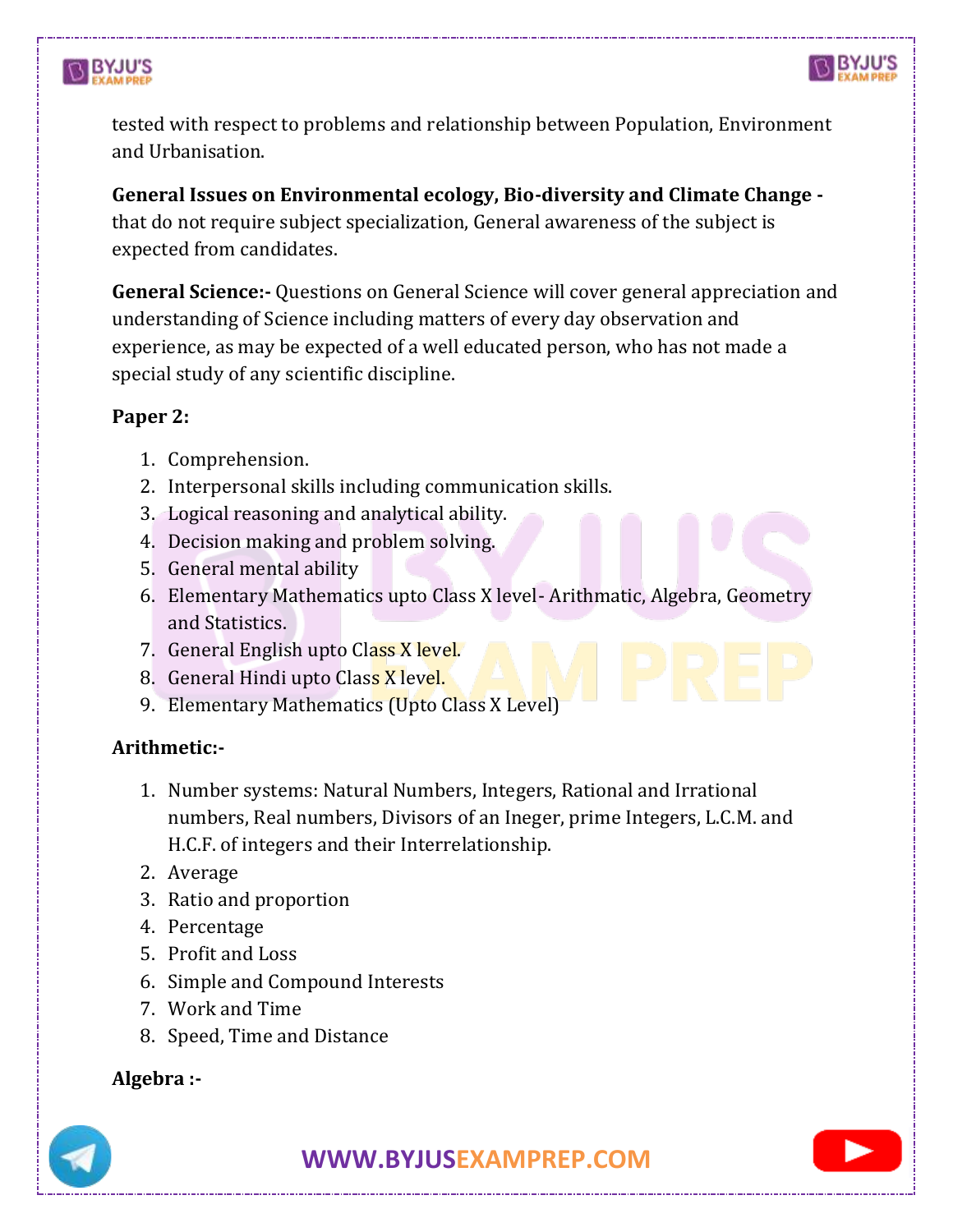tested with respect to problems and relationship between Population, Environment and Urbanisation.

**General Issues on Environmental ecology, Bio-diversity and Climate Change -** that do not require subject specialization, General awareness of the subject is expected from candidates.

**General Science:-** Questions on General Science will cover general appreciation and understanding of Science including matters of every day observation and experience, as may be expected of a well educated person, who has not made a special study of any scientific discipline.

**Paper 2:**

1. Comprehension.
2. Interpersonal skills including communication skills.
3. Logical reasoning and analytical ability.
4. Decision making and problem solving.
5. General mental ability
6. Elementary Mathematics upto Class X level- Arithmatic, Algebra, Geometry and Statistics.
7. General English upto Class X level.
8. General Hindi upto Class X level.
9. Elementary Mathematics (Upto Class X Level)

**Arithmetic:-**

1. Number systems: Natural Numbers, Integers, Rational and Irrational numbers, Real numbers, Divisors of an Ineger, prime Integers, L.C.M. and H.C.F. of integers and their Interrelationship.
2. Average
3. Ratio and proportion
4. Percentage
5. Profit and Loss
6. Simple and Compound Interests
7. Work and Time
8. Speed, Time and Distance

**Algebra :-**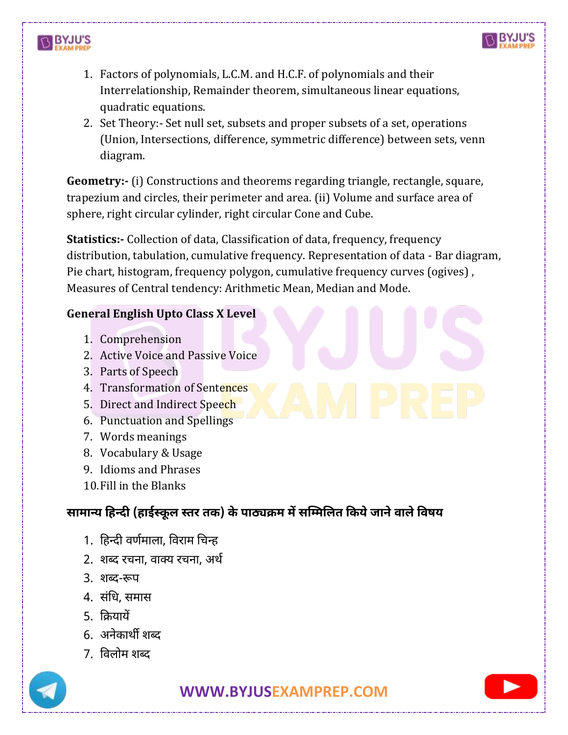1. Factors of polynomials, L.C.M. and H.C.F. of polynomials and their Interrelationship, Remainder theorem, simultaneous linear equations, quadratic equations.
2. Set Theory:- Set null set, subsets and proper subsets of a set, operations (Union, Intersections, difference, symmetric difference) between sets, venn diagram.

**Geometry:-** (i) Constructions and theorems regarding triangle, rectangle, square, trapezium and circles, their perimeter and area. (ii) Volume and surface area of sphere, right circular cylinder, right circular Cone and Cube.

**Statistics:-** Collection of data, Classification of data, frequency, frequency distribution, tabulation, cumulative frequency. Representation of data - Bar diagram, Pie chart, histogram, frequency polygon, cumulative frequency curves (ogives) , Measures of Central tendency: Arithmetic Mean, Median and Mode.

**General English Upto Class X Level**

1. Comprehension
2. Active Voice and Passive Voice
3. Parts of Speech
4. Transformation of Sentences
5. Direct and Indirect Speech
6. Punctuation and Spellings
7. Words meanings
8. Vocabulary & Usage
9. Idioms and Phrases
10. Fill in the Blanks

**सामान्य हिन्दी (हाईस्कूल स्तर तक) के पाठ्यक्रम में सम्मिलित किये जाने वाले विषय**

1. हिन्दी वर्णमाला, विराम चिन्ह
2. शब्द रचना, वाक्य रचना, अर्थ
3. शब्द-रूप
4. संधि, समास
5. क्रियायें
6. अनेकार्थी शब्द
7. विलोम शब्द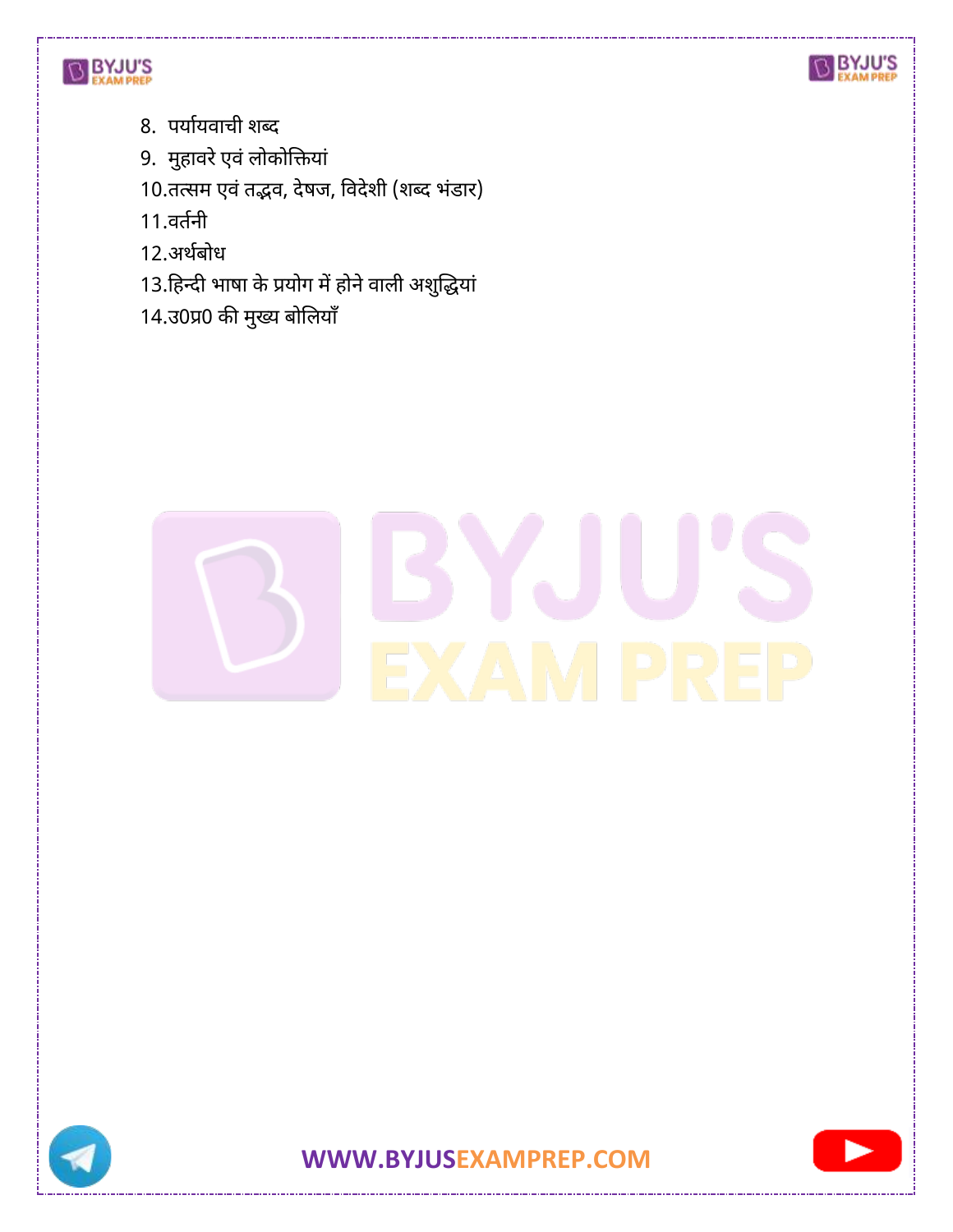8. पर्यायवाची शब्द
9. मुहावरे एवं लोकोक्तियां
10. तत्सम एवं तद्भव, देषज, विदेशी (शब्द भंडार)
11. वर्तनी
12. अर्थबोध
13. हिन्दी भाषा के प्रयोग में होने वाली अशुद्धियां
14. उ0प्र0 की मुख्य बोलियाँ